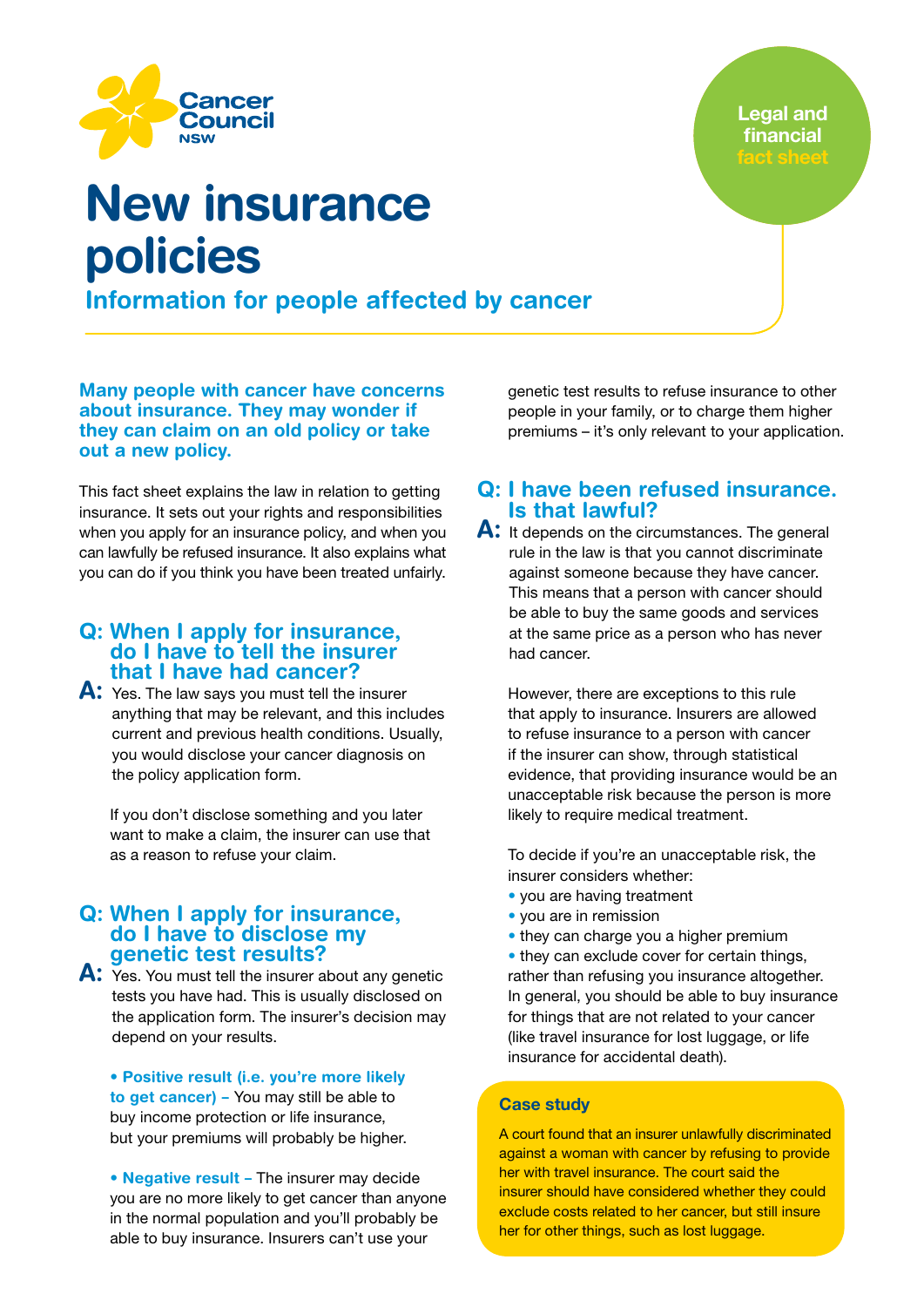Cancer Council NSW

Legal and financial fact sheet

# New insurance policies

## Information for people affected by cancer

**Many people with cancer have concerns about insurance. They may wonder if they can claim on an old policy or take out a new policy.**

This fact sheet explains the law in relation to getting insurance. It sets out your rights and responsibilities when you apply for an insurance policy, and when you can lawfully be refused insurance. It also explains what you can do if you think you have been treated unfairly.

### Q: When I apply for insurance, do I have to tell the insurer that I have had cancer?

**A:** Yes. The law says you must tell the insurer anything that may be relevant, and this includes current and previous health conditions. Usually, you would disclose your cancer diagnosis on the policy application form.

If you don't disclose something and you later want to make a claim, the insurer can use that as a reason to refuse your claim.

### Q: When I apply for insurance, do I have to disclose my genetic test results?

**A:** Yes. You must tell the insurer about any genetic tests you have had. This is usually disclosed on the application form. The insurer's decision may depend on your results.

- **Positive result (i.e. you're more likely to get cancer) –** You may still be able to buy income protection or life insurance, but your premiums will probably be higher.
- **Negative result –** The insurer may decide you are no more likely to get cancer than anyone in the normal population and you'll probably be able to buy insurance. Insurers can't use your genetic test results to refuse insurance to other people in your family, or to charge them higher premiums – it's only relevant to your application.

### Q: I have been refused insurance. Is that lawful?

**A:** It depends on the circumstances. The general rule in the law is that you cannot discriminate against someone because they have cancer. This means that a person with cancer should be able to buy the same goods and services at the same price as a person who has never had cancer.

However, there are exceptions to this rule that apply to insurance. Insurers are allowed to refuse insurance to a person with cancer if the insurer can show, through statistical evidence, that providing insurance would be an unacceptable risk because the person is more likely to require medical treatment.

To decide if you're an unacceptable risk, the insurer considers whether:

- you are having treatment
- you are in remission
- they can charge you a higher premium
- they can exclude cover for certain things, rather than refusing you insurance altogether.

In general, you should be able to buy insurance for things that are not related to your cancer (like travel insurance for lost luggage, or life insurance for accidental death).

**Case study**

A court found that an insurer unlawfully discriminated against a woman with cancer by refusing to provide her with travel insurance. The court said the insurer should have considered whether they could exclude costs related to her cancer, but still insure her for other things, such as lost luggage.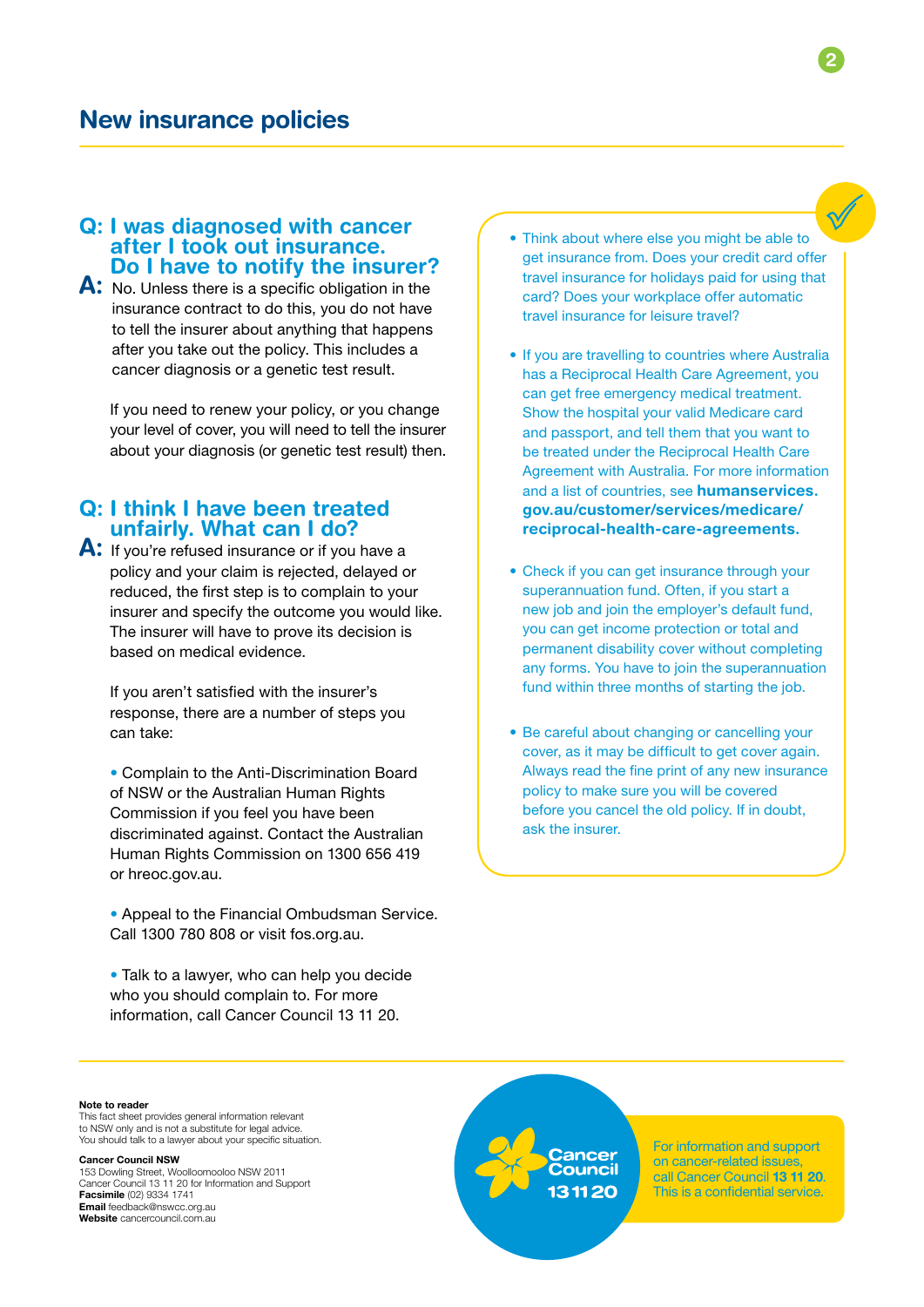## New insurance policies

### Q: I was diagnosed with cancer after I took out insurance. Do I have to notify the insurer?

**A:** No. Unless there is a specific obligation in the insurance contract to do this, you do not have to tell the insurer about anything that happens after you take out the policy. This includes a cancer diagnosis or a genetic test result.

If you need to renew your policy, or you change your level of cover, you will need to tell the insurer about your diagnosis (or genetic test result) then.

### Q: I think I have been treated unfairly. What can I do?

**A:** If you're refused insurance or if you have a policy and your claim is rejected, delayed or reduced, the first step is to complain to your insurer and specify the outcome you would like. The insurer will have to prove its decision is based on medical evidence.

If you aren't satisfied with the insurer's response, there are a number of steps you can take:

- Complain to the Anti-Discrimination Board of NSW or the Australian Human Rights Commission if you feel you have been discriminated against. Contact the Australian Human Rights Commission on 1300 656 419 or hreoc.gov.au.
- Appeal to the Financial Ombudsman Service. Call 1300 780 808 or visit fos.org.au.
- Talk to a lawyer, who can help you decide who you should complain to. For more information, call Cancer Council 13 11 20.

---

- Think about where else you might be able to get insurance from. Does your credit card offer travel insurance for holidays paid for using that card? Does your workplace offer automatic travel insurance for leisure travel?
- If you are travelling to countries where Australia has a Reciprocal Health Care Agreement, you can get free emergency medical treatment. Show the hospital your valid Medicare card and passport, and tell them that you want to be treated under the Reciprocal Health Care Agreement with Australia. For more information and a list of countries, see **humanservices.gov.au/customer/services/medicare/reciprocal-health-care-agreements.**
- Check if you can get insurance through your superannuation fund. Often, if you start a new job and join the employer's default fund, you can get income protection or total and permanent disability cover without completing any forms. You have to join the superannuation fund within three months of starting the job.
- Be careful about changing or cancelling your cover, as it may be difficult to get cover again. Always read the fine print of any new insurance policy to make sure you will be covered before you cancel the old policy. If in doubt, ask the insurer.

---

**Note to reader**
This fact sheet provides general information relevant to NSW only and is not a substitute for legal advice. You should talk to a lawyer about your specific situation.

**Cancer Council NSW**
153 Dowling Street, Woolloomooloo NSW 2011
Cancer Council 13 11 20 for Information and Support
**Facsimile** (02) 9334 1741
**Email** feedback@nswcc.org.au
**Website** cancercouncil.com.au

Cancer Council 13 11 20

For information and support on cancer-related issues, call Cancer Council **13 11 20**. This is a confidential service.